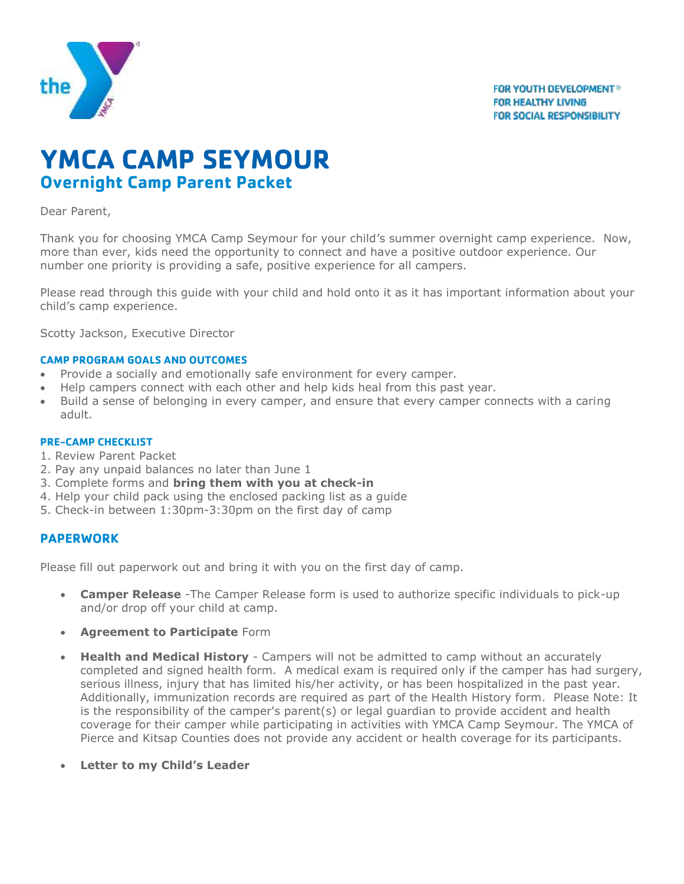FOR YOUTH DEVELOPMENT®
FOR HEALTHY LIVING
FOR SOCIAL RESPONSIBILITY

# YMCA CAMP SEYMOUR

## Overnight Camp Parent Packet

Dear Parent,

Thank you for choosing YMCA Camp Seymour for your child's summer overnight camp experience. Now, more than ever, kids need the opportunity to connect and have a positive outdoor experience. Our number one priority is providing a safe, positive experience for all campers.

Please read through this guide with your child and hold onto it as it has important information about your child's camp experience.

Scotty Jackson, Executive Director

#### CAMP PROGRAM GOALS AND OUTCOMES

- Provide a socially and emotionally safe environment for every camper.
- Help campers connect with each other and help kids heal from this past year.
- Build a sense of belonging in every camper, and ensure that every camper connects with a caring adult.

#### PRE-CAMP CHECKLIST

1. Review Parent Packet
2. Pay any unpaid balances no later than June 1
3. Complete forms and **bring them with you at check-in**
4. Help your child pack using the enclosed packing list as a guide
5. Check-in between 1:30pm-3:30pm on the first day of camp

### PAPERWORK

Please fill out paperwork out and bring it with you on the first day of camp.

- **Camper Release** -The Camper Release form is used to authorize specific individuals to pick-up and/or drop off your child at camp.
- **Agreement to Participate** Form
- **Health and Medical History** - Campers will not be admitted to camp without an accurately completed and signed health form. A medical exam is required only if the camper has had surgery, serious illness, injury that has limited his/her activity, or has been hospitalized in the past year. Additionally, immunization records are required as part of the Health History form. Please Note: It is the responsibility of the camper's parent(s) or legal guardian to provide accident and health coverage for their camper while participating in activities with YMCA Camp Seymour. The YMCA of Pierce and Kitsap Counties does not provide any accident or health coverage for its participants.
- **Letter to my Child's Leader**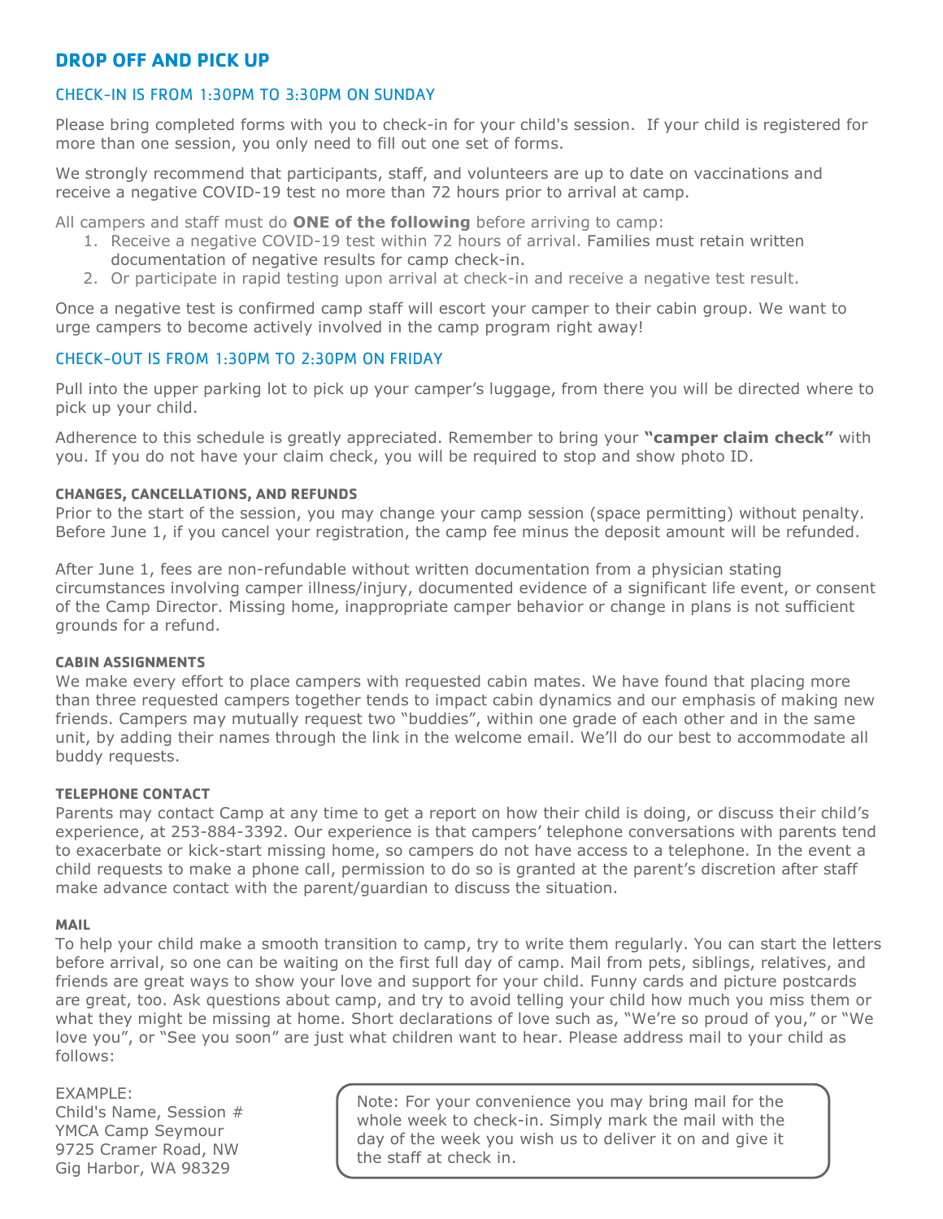## DROP OFF AND PICK UP

### CHECK-IN IS FROM 1:30PM TO 3:30PM ON SUNDAY

Please bring completed forms with you to check-in for your child's session. If your child is registered for more than one session, you only need to fill out one set of forms.

We strongly recommend that participants, staff, and volunteers are up to date on vaccinations and receive a negative COVID-19 test no more than 72 hours prior to arrival at camp.

All campers and staff must do **ONE of the following** before arriving to camp:

1. Receive a negative COVID-19 test within 72 hours of arrival. Families must retain written documentation of negative results for camp check-in.
2. Or participate in rapid testing upon arrival at check-in and receive a negative test result.

Once a negative test is confirmed camp staff will escort your camper to their cabin group. We want to urge campers to become actively involved in the camp program right away!

### CHECK-OUT IS FROM 1:30PM TO 2:30PM ON FRIDAY

Pull into the upper parking lot to pick up your camper's luggage, from there you will be directed where to pick up your child.

Adherence to this schedule is greatly appreciated. Remember to bring your **"camper claim check"** with you. If you do not have your claim check, you will be required to stop and show photo ID.

#### CHANGES, CANCELLATIONS, AND REFUNDS

Prior to the start of the session, you may change your camp session (space permitting) without penalty. Before June 1, if you cancel your registration, the camp fee minus the deposit amount will be refunded.

After June 1, fees are non-refundable without written documentation from a physician stating circumstances involving camper illness/injury, documented evidence of a significant life event, or consent of the Camp Director. Missing home, inappropriate camper behavior or change in plans is not sufficient grounds for a refund.

#### CABIN ASSIGNMENTS

We make every effort to place campers with requested cabin mates. We have found that placing more than three requested campers together tends to impact cabin dynamics and our emphasis of making new friends. Campers may mutually request two "buddies", within one grade of each other and in the same unit, by adding their names through the link in the welcome email. We'll do our best to accommodate all buddy requests.

#### TELEPHONE CONTACT

Parents may contact Camp at any time to get a report on how their child is doing, or discuss their child's experience, at 253-884-3392. Our experience is that campers' telephone conversations with parents tend to exacerbate or kick-start missing home, so campers do not have access to a telephone. In the event a child requests to make a phone call, permission to do so is granted at the parent's discretion after staff make advance contact with the parent/guardian to discuss the situation.

#### MAIL

To help your child make a smooth transition to camp, try to write them regularly. You can start the letters before arrival, so one can be waiting on the first full day of camp. Mail from pets, siblings, relatives, and friends are great ways to show your love and support for your child. Funny cards and picture postcards are great, too. Ask questions about camp, and try to avoid telling your child how much you miss them or what they might be missing at home. Short declarations of love such as, "We're so proud of you," or "We love you", or "See you soon" are just what children want to hear. Please address mail to your child as follows:

EXAMPLE:
Child's Name, Session #
YMCA Camp Seymour
9725 Cramer Road, NW
Gig Harbor, WA 98329

Note: For your convenience you may bring mail for the whole week to check-in. Simply mark the mail with the day of the week you wish us to deliver it on and give it the staff at check in.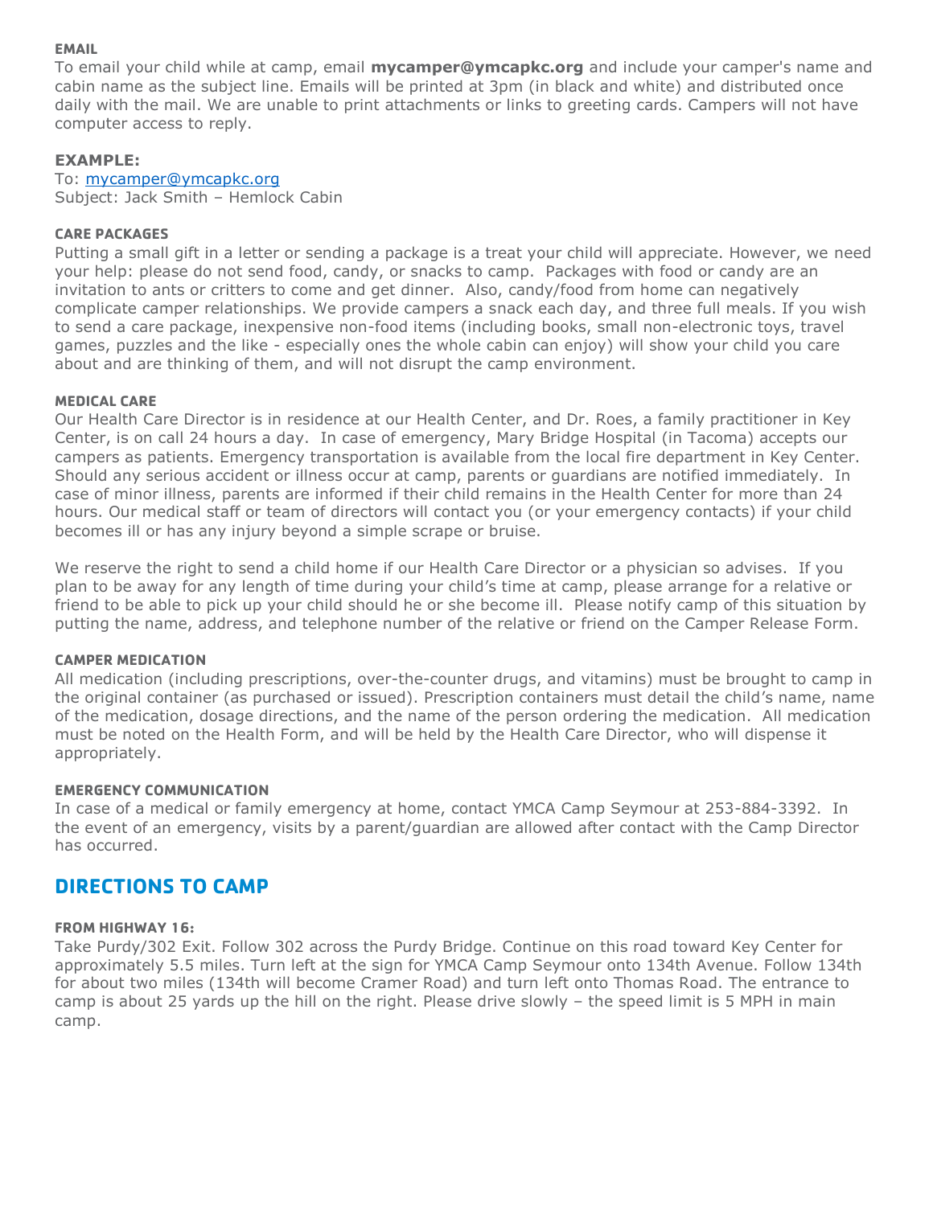#### EMAIL

To email your child while at camp, email **mycamper@ymcapkc.org** and include your camper's name and cabin name as the subject line. Emails will be printed at 3pm (in black and white) and distributed once daily with the mail. We are unable to print attachments or links to greeting cards. Campers will not have computer access to reply.

**EXAMPLE:**

To: mycamper@ymcapkc.org
Subject: Jack Smith – Hemlock Cabin

#### CARE PACKAGES

Putting a small gift in a letter or sending a package is a treat your child will appreciate. However, we need your help: please do not send food, candy, or snacks to camp. Packages with food or candy are an invitation to ants or critters to come and get dinner. Also, candy/food from home can negatively complicate camper relationships. We provide campers a snack each day, and three full meals. If you wish to send a care package, inexpensive non-food items (including books, small non-electronic toys, travel games, puzzles and the like - especially ones the whole cabin can enjoy) will show your child you care about and are thinking of them, and will not disrupt the camp environment.

#### MEDICAL CARE

Our Health Care Director is in residence at our Health Center, and Dr. Roes, a family practitioner in Key Center, is on call 24 hours a day. In case of emergency, Mary Bridge Hospital (in Tacoma) accepts our campers as patients. Emergency transportation is available from the local fire department in Key Center. Should any serious accident or illness occur at camp, parents or guardians are notified immediately. In case of minor illness, parents are informed if their child remains in the Health Center for more than 24 hours. Our medical staff or team of directors will contact you (or your emergency contacts) if your child becomes ill or has any injury beyond a simple scrape or bruise.

We reserve the right to send a child home if our Health Care Director or a physician so advises. If you plan to be away for any length of time during your child's time at camp, please arrange for a relative or friend to be able to pick up your child should he or she become ill. Please notify camp of this situation by putting the name, address, and telephone number of the relative or friend on the Camper Release Form.

#### CAMPER MEDICATION

All medication (including prescriptions, over-the-counter drugs, and vitamins) must be brought to camp in the original container (as purchased or issued). Prescription containers must detail the child's name, name of the medication, dosage directions, and the name of the person ordering the medication. All medication must be noted on the Health Form, and will be held by the Health Care Director, who will dispense it appropriately.

#### EMERGENCY COMMUNICATION

In case of a medical or family emergency at home, contact YMCA Camp Seymour at 253-884-3392. In the event of an emergency, visits by a parent/guardian are allowed after contact with the Camp Director has occurred.

## DIRECTIONS TO CAMP

#### FROM HIGHWAY 16:

Take Purdy/302 Exit. Follow 302 across the Purdy Bridge. Continue on this road toward Key Center for approximately 5.5 miles. Turn left at the sign for YMCA Camp Seymour onto 134th Avenue. Follow 134th for about two miles (134th will become Cramer Road) and turn left onto Thomas Road. The entrance to camp is about 25 yards up the hill on the right. Please drive slowly – the speed limit is 5 MPH in main camp.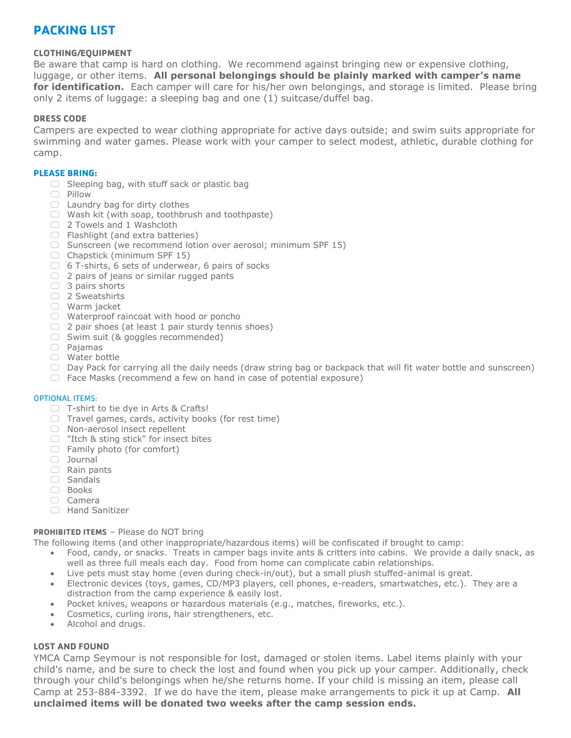# PACKING LIST

### CLOTHING/EQUIPMENT

Be aware that camp is hard on clothing. We recommend against bringing new or expensive clothing, luggage, or other items. **All personal belongings should be plainly marked with camper's name for identification.** Each camper will care for his/her own belongings, and storage is limited. Please bring only 2 items of luggage: a sleeping bag and one (1) suitcase/duffel bag.

### DRESS CODE

Campers are expected to wear clothing appropriate for active days outside; and swim suits appropriate for swimming and water games. Please work with your camper to select modest, athletic, durable clothing for camp.

### PLEASE BRING:

- [ ] Sleeping bag, with stuff sack or plastic bag
- [ ] Pillow
- [ ] Laundry bag for dirty clothes
- [ ] Wash kit (with soap, toothbrush and toothpaste)
- [ ] 2 Towels and 1 Washcloth
- [ ] Flashlight (and extra batteries)
- [ ] Sunscreen (we recommend lotion over aerosol; minimum SPF 15)
- [ ] Chapstick (minimum SPF 15)
- [ ] 6 T-shirts, 6 sets of underwear, 6 pairs of socks
- [ ] 2 pairs of jeans or similar rugged pants
- [ ] 3 pairs shorts
- [ ] 2 Sweatshirts
- [ ] Warm jacket
- [ ] Waterproof raincoat with hood or poncho
- [ ] 2 pair shoes (at least 1 pair sturdy tennis shoes)
- [ ] Swim suit (& goggles recommended)
- [ ] Pajamas
- [ ] Water bottle
- [ ] Day Pack for carrying all the daily needs (draw string bag or backpack that will fit water bottle and sunscreen)
- [ ] Face Masks (recommend a few on hand in case of potential exposure)

### OPTIONAL ITEMS:

- [ ] T-shirt to tie dye in Arts & Crafts!
- [ ] Travel games, cards, activity books (for rest time)
- [ ] Non-aerosol insect repellent
- [ ] "Itch & sting stick" for insect bites
- [ ] Family photo (for comfort)
- [ ] Journal
- [ ] Rain pants
- [ ] Sandals
- [ ] Books
- [ ] Camera
- [ ] Hand Sanitizer

### PROHIBITED ITEMS – Please do NOT bring

The following items (and other inappropriate/hazardous items) will be confiscated if brought to camp:

- Food, candy, or snacks. Treats in camper bags invite ants & critters into cabins. We provide a daily snack, as well as three full meals each day. Food from home can complicate cabin relationships.
- Live pets must stay home (even during check-in/out), but a small plush stuffed-animal is great.
- Electronic devices (toys, games, CD/MP3 players, cell phones, e-readers, smartwatches, etc.). They are a distraction from the camp experience & easily lost.
- Pocket knives, weapons or hazardous materials (e.g., matches, fireworks, etc.).
- Cosmetics, curling irons, hair strengtheners, etc.
- Alcohol and drugs.

### LOST AND FOUND

YMCA Camp Seymour is not responsible for lost, damaged or stolen items. Label items plainly with your child's name, and be sure to check the lost and found when you pick up your camper. Additionally, check through your child's belongings when he/she returns home. If your child is missing an item, please call Camp at 253-884-3392. If we do have the item, please make arrangements to pick it up at Camp. **All unclaimed items will be donated two weeks after the camp session ends.**